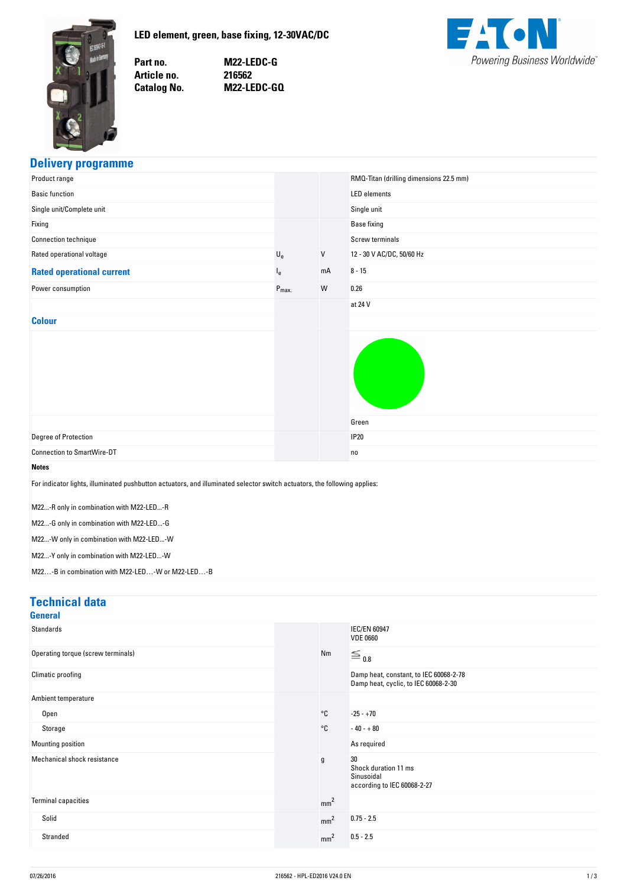# LED element, green, base fixing, 12-30VAC/DC

| | |
|---|---|
| **Part no.** | **M22-LEDC-G** |
| **Article no.** | **216562** |
| **Catalog No.** | **M22-LEDC-GQ** |

Powering Business Worldwide

## Delivery programme

| | | | |
|---|---|---|---|
| Product range | | | RMQ-Titan (drilling dimensions 22.5 mm) |
| Basic function | | | LED elements |
| Single unit/Complete unit | | | Single unit |
| Fixing | | | Base fixing |
| Connection technique | | | Screw terminals |
| Rated operational voltage | $U_e$ | V | 12 - 30 V AC/DC, 50/60 Hz |
| **Rated operational current** | $I_e$ | mA | 8 - 15 |
| Power consumption | $P_{max.}$ | W | 0.26 |
| | | | at 24 V |
| **Colour** | | | Green |
| Degree of Protection | | | IP20 |
| Connection to SmartWire-DT | | | no |

**Notes**

For indicator lights, illuminated pushbutton actuators, and illuminated selector switch actuators, the following applies:

M22...-R only in combination with M22-LED...-R

M22...-G only in combination with M22-LED...-G

M22...-W only in combination with M22-LED...-W

M22...-Y only in combination with M22-LED...-W

M22…-B in combination with M22-LED…-W or M22-LED…-B

## Technical data

### General

| | | | |
|---|---|---|---|
| Standards | | | IEC/EN 60947<br>VDE 0660 |
| Operating torque (screw terminals) | | Nm | ≦ 0.8 |
| Climatic proofing | | | Damp heat, constant, to IEC 60068-2-78<br>Damp heat, cyclic, to IEC 60068-2-30 |
| Ambient temperature | | | |
| Open | | °C | -25 - +70 |
| Storage | | °C | - 40 - + 80 |
| Mounting position | | | As required |
| Mechanical shock resistance | | g | 30<br>Shock duration 11 ms<br>Sinusoidal<br>according to IEC 60068-2-27 |
| Terminal capacities | | $mm^2$ | |
| Solid | | $mm^2$ | 0.75 - 2.5 |
| Stranded | | $mm^2$ | 0.5 - 2.5 |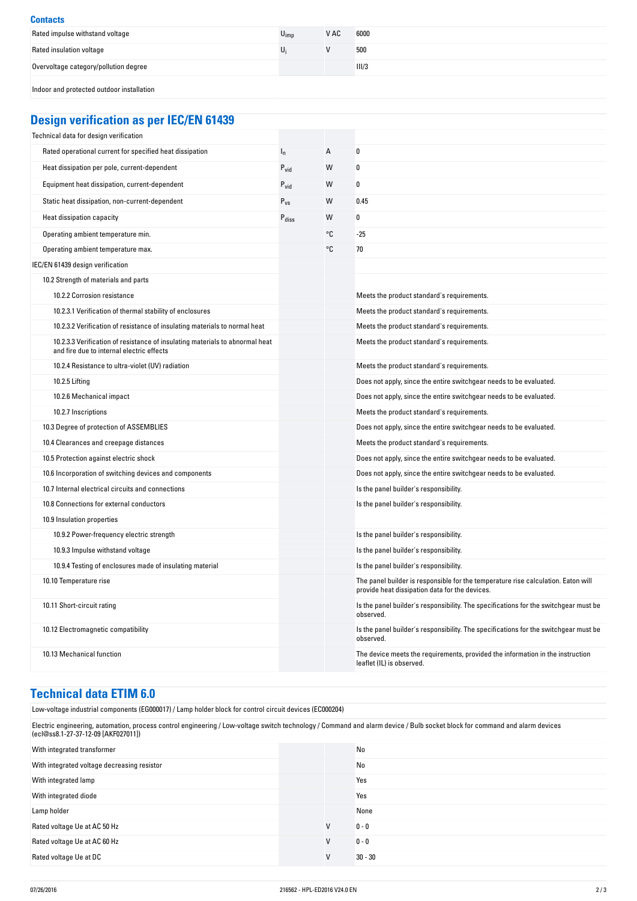### Contacts

| | | | |
|---|---|---|---|
| Rated impulse withstand voltage | $U_{imp}$ | V AC | 6000 |
| Rated insulation voltage | $U_i$ | V | 500 |
| Overvoltage category/pollution degree | | | III/3 |
| Indoor and protected outdoor installation | | | |

## Design verification as per IEC/EN 61439

| | | | |
|---|---|---|---|
| Technical data for design verification | | | |
| Rated operational current for specified heat dissipation | $I_n$ | A | 0 |
| Heat dissipation per pole, current-dependent | $P_{vid}$ | W | 0 |
| Equipment heat dissipation, current-dependent | $P_{vid}$ | W | 0 |
| Static heat dissipation, non-current-dependent | $P_{vs}$ | W | 0.45 |
| Heat dissipation capacity | $P_{diss}$ | W | 0 |
| Operating ambient temperature min. | | °C | -25 |
| Operating ambient temperature max. | | °C | 70 |
| IEC/EN 61439 design verification | | | |
| 10.2 Strength of materials and parts | | | |
| 10.2.2 Corrosion resistance | | | Meets the product standard's requirements. |
| 10.2.3.1 Verification of thermal stability of enclosures | | | Meets the product standard's requirements. |
| 10.2.3.2 Verification of resistance of insulating materials to normal heat | | | Meets the product standard's requirements. |
| 10.2.3.3 Verification of resistance of insulating materials to abnormal heat and fire due to internal electric effects | | | Meets the product standard's requirements. |
| 10.2.4 Resistance to ultra-violet (UV) radiation | | | Meets the product standard's requirements. |
| 10.2.5 Lifting | | | Does not apply, since the entire switchgear needs to be evaluated. |
| 10.2.6 Mechanical impact | | | Does not apply, since the entire switchgear needs to be evaluated. |
| 10.2.7 Inscriptions | | | Meets the product standard's requirements. |
| 10.3 Degree of protection of ASSEMBLIES | | | Does not apply, since the entire switchgear needs to be evaluated. |
| 10.4 Clearances and creepage distances | | | Meets the product standard's requirements. |
| 10.5 Protection against electric shock | | | Does not apply, since the entire switchgear needs to be evaluated. |
| 10.6 Incorporation of switching devices and components | | | Does not apply, since the entire switchgear needs to be evaluated. |
| 10.7 Internal electrical circuits and connections | | | Is the panel builder's responsibility. |
| 10.8 Connections for external conductors | | | Is the panel builder's responsibility. |
| 10.9 Insulation properties | | | |
| 10.9.2 Power-frequency electric strength | | | Is the panel builder's responsibility. |
| 10.9.3 Impulse withstand voltage | | | Is the panel builder's responsibility. |
| 10.9.4 Testing of enclosures made of insulating material | | | Is the panel builder's responsibility. |
| 10.10 Temperature rise | | | The panel builder is responsible for the temperature rise calculation. Eaton will provide heat dissipation data for the devices. |
| 10.11 Short-circuit rating | | | Is the panel builder's responsibility. The specifications for the switchgear must be observed. |
| 10.12 Electromagnetic compatibility | | | Is the panel builder's responsibility. The specifications for the switchgear must be observed. |
| 10.13 Mechanical function | | | The device meets the requirements, provided the information in the instruction leaflet (IL) is observed. |

## Technical data ETIM 6.0

Low-voltage industrial components (EG000017) / Lamp holder block for control circuit devices (EC000204)

Electric engineering, automation, process control engineering / Low-voltage switch technology / Command and alarm device / Bulb socket block for command and alarm devices (ecl@ss8.1-27-37-12-09 [AKF027011])

| | | | |
|---|---|---|---|
| With integrated transformer | | | No |
| With integrated voltage decreasing resistor | | | No |
| With integrated lamp | | | Yes |
| With integrated diode | | | Yes |
| Lamp holder | | | None |
| Rated voltage Ue at AC 50 Hz | | V | 0 - 0 |
| Rated voltage Ue at AC 60 Hz | | V | 0 - 0 |
| Rated voltage Ue at DC | | V | 30 - 30 |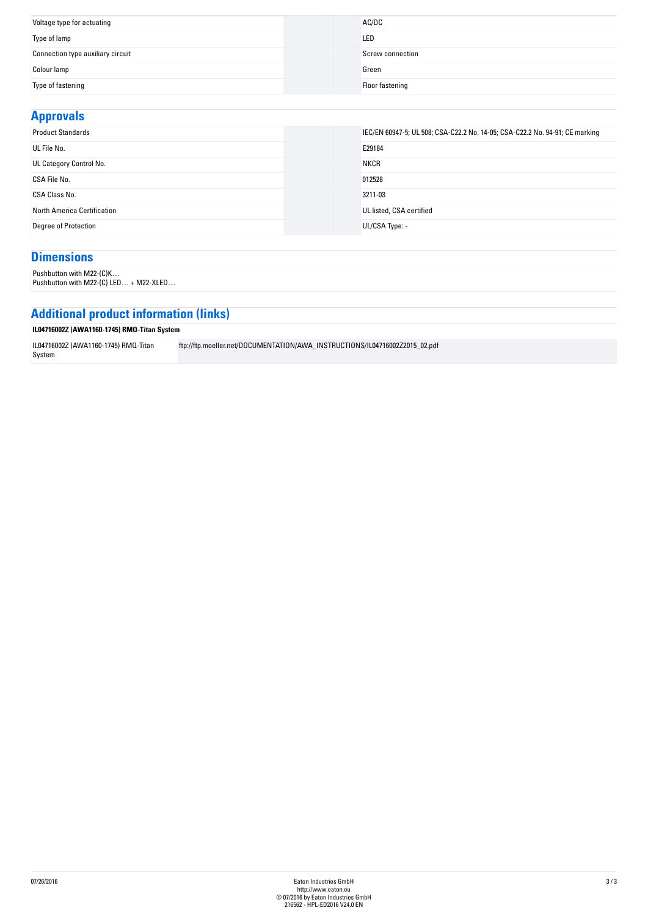| | |
|---|---|
| Voltage type for actuating | AC/DC |
| Type of lamp | LED |
| Connection type auxiliary circuit | Screw connection |
| Colour lamp | Green |
| Type of fastening | Floor fastening |

## Approvals

| | |
|---|---|
| Product Standards | IEC/EN 60947-5; UL 508; CSA-C22.2 No. 14-05; CSA-C22.2 No. 94-91; CE marking |
| UL File No. | E29184 |
| UL Category Control No. | NKCR |
| CSA File No. | 012528 |
| CSA Class No. | 3211-03 |
| North America Certification | UL listed, CSA certified |
| Degree of Protection | UL/CSA Type: - |

## Dimensions

Pushbutton with M22-(C)K…
Pushbutton with M22-(C) LED… + M22-XLED…

## Additional product information (links)

**IL04716002Z (AWA1160-1745) RMQ-Titan System**

| | |
|---|---|
| IL04716002Z (AWA1160-1745) RMQ-Titan System | ftp://ftp.moeller.net/DOCUMENTATION/AWA_INSTRUCTIONS/IL04716002Z2015_02.pdf |